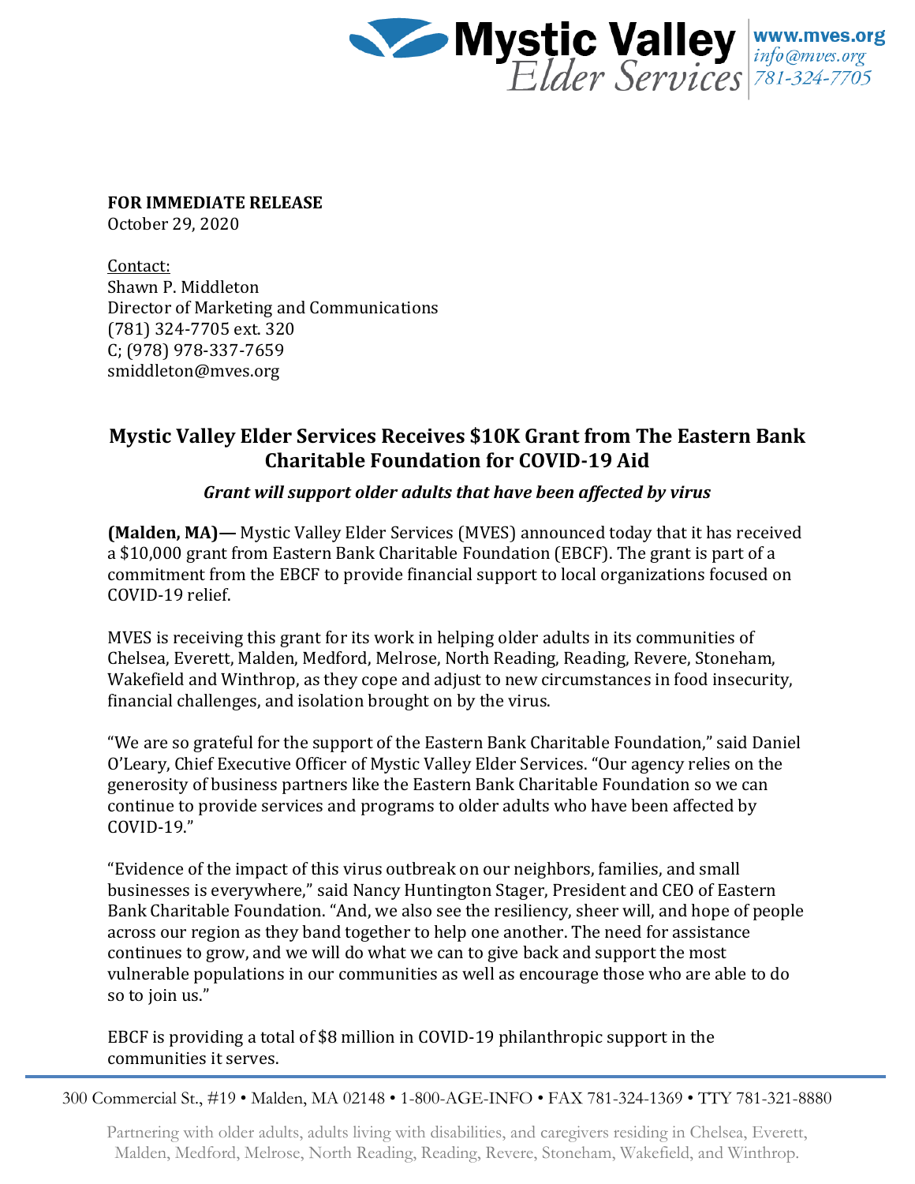**FOR IMMEDIATE RELEASE**
October 29, 2020

Contact:
Shawn P. Middleton
Director of Marketing and Communications
(781) 324-7705 ext. 320
C; (978) 978-337-7659
smiddleton@mves.org

## Mystic Valley Elder Services Receives $10K Grant from The Eastern Bank Charitable Foundation for COVID-19 Aid

***Grant will support older adults that have been affected by virus***

**(Malden, MA)—** Mystic Valley Elder Services (MVES) announced today that it has received a $10,000 grant from Eastern Bank Charitable Foundation (EBCF). The grant is part of a commitment from the EBCF to provide financial support to local organizations focused on COVID-19 relief.

MVES is receiving this grant for its work in helping older adults in its communities of Chelsea, Everett, Malden, Medford, Melrose, North Reading, Reading, Revere, Stoneham, Wakefield and Winthrop, as they cope and adjust to new circumstances in food insecurity, financial challenges, and isolation brought on by the virus.

"We are so grateful for the support of the Eastern Bank Charitable Foundation," said Daniel O'Leary, Chief Executive Officer of Mystic Valley Elder Services. "Our agency relies on the generosity of business partners like the Eastern Bank Charitable Foundation so we can continue to provide services and programs to older adults who have been affected by COVID-19."

"Evidence of the impact of this virus outbreak on our neighbors, families, and small businesses is everywhere," said Nancy Huntington Stager, President and CEO of Eastern Bank Charitable Foundation. "And, we also see the resiliency, sheer will, and hope of people across our region as they band together to help one another. The need for assistance continues to grow, and we will do what we can to give back and support the most vulnerable populations in our communities as well as encourage those who are able to do so to join us."

EBCF is providing a total of $8 million in COVID-19 philanthropic support in the communities it serves.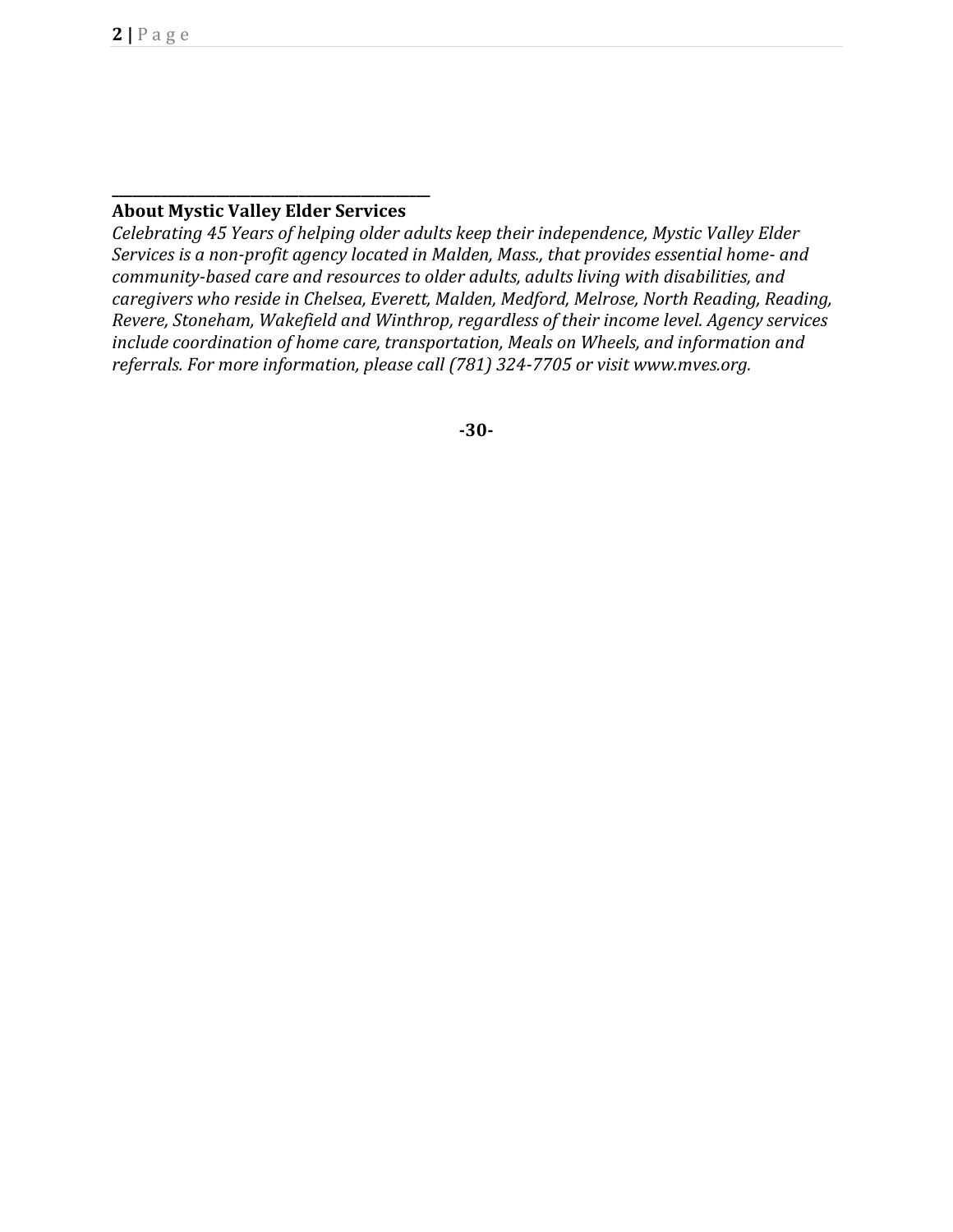______________________________________

**About Mystic Valley Elder Services**

*Celebrating 45 Years of helping older adults keep their independence, Mystic Valley Elder Services is a non-profit agency located in Malden, Mass., that provides essential home- and community-based care and resources to older adults, adults living with disabilities, and caregivers who reside in Chelsea, Everett, Malden, Medford, Melrose, North Reading, Reading, Revere, Stoneham, Wakefield and Winthrop, regardless of their income level. Agency services include coordination of home care, transportation, Meals on Wheels, and information and referrals. For more information, please call (781) 324-7705 or visit www.mves.org.*

**-30-**